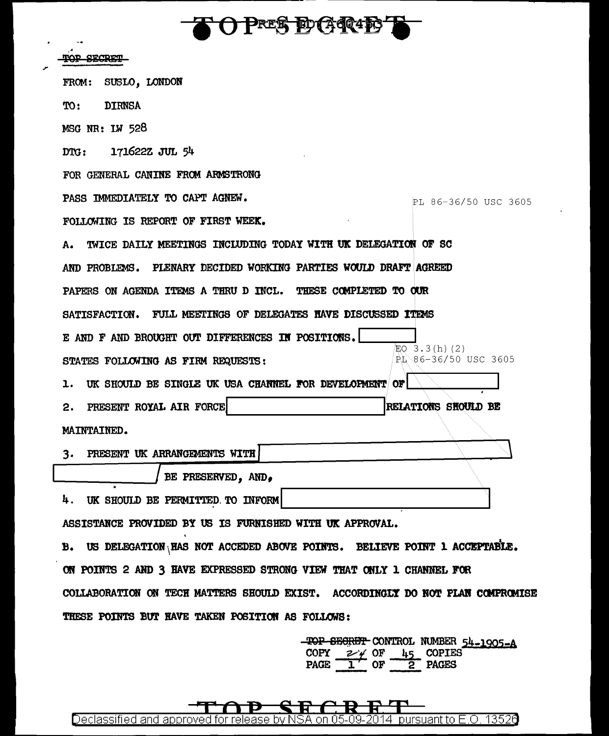TOP SECRET

FROM: SUSLO, LONDON

TO: DIRNSA

MSG NR: IW 528

DTG: 171622Z JUL 54

FOR GENERAL CANINE FROM ARMSTRONG

PASS IMMEDIATELY TO CAPT AGNEW.

PL 86-36/50 USC 3605

FOLLOWING IS REPORT OF FIRST WEEK.

A. TWICE DAILY MEETINGS INCLUDING TODAY WITH UK DELEGATION OF SC AND PROBLEMS. PLENARY DECIDED WORKING PARTIES WOULD DRAFT AGREED PAPERS ON AGENDA ITEMS A THRU D INCL. THESE COMPLETED TO OUR SATISFACTION. FULL MEETINGS OF DELEGATES HAVE DISCUSSED ITEMS E AND F AND BROUGHT OUT DIFFERENCES IN POSITIONS. [REDACTED] STATES FOLLOWING AS FIRM REQUESTS:

EO 3.3(h)(2)
PL 86-36/50 USC 3605

1. UK SHOULD BE SINGLE UK USA CHANNEL FOR DEVELOPMENT OF [REDACTED]

2. PRESENT ROYAL AIR FORCE [REDACTED] RELATIONS SHOULD BE MAINTAINED.

3. PRESENT UK ARRANGEMENTS WITH [REDACTED] BE PRESERVED, AND,

4. UK SHOULD BE PERMITTED TO INFORM [REDACTED] ASSISTANCE PROVIDED BY US IS FURNISHED WITH UK APPROVAL.

B. US DELEGATION HAS NOT ACCEDED ABOVE POINTS. BELIEVE POINT 1 ACCEPTABLE. ON POINTS 2 AND 3 HAVE EXPRESSED STRONG VIEW THAT ONLY 1 CHANNEL FOR COLLABORATION ON TECH MATTERS SHOULD EXIST. ACCORDINGLY DO NOT PLAN COMPROMISE THESE POINTS BUT HAVE TAKEN POSITION AS FOLLOWS:

TOP SECRET CONTROL NUMBER 54-1905-A
COPY 24 OF 45 COPIES
PAGE 1 OF 2 PAGES

TOP SECRET

Declassified and approved for release by NSA on 05-09-2014 pursuant to E.O. 13526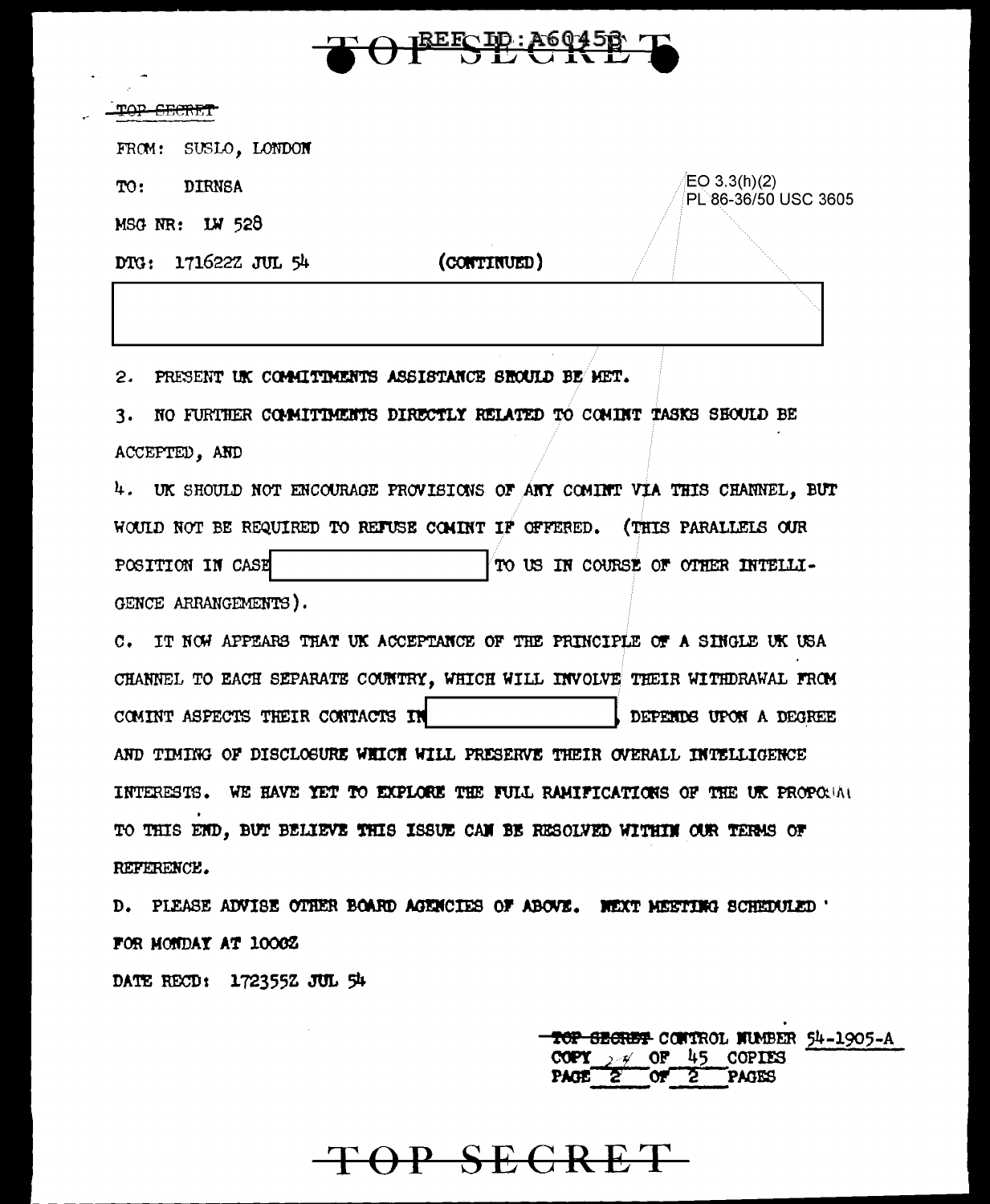TOP SECRET

FROM: SUSLO, LONDON

TO: DIRNSA

MSG NR: LW 528

DTG: 171622Z JUL 54 (CONTINUED)

EO 3.3(h)(2)
PL 86-36/50 USC 3605

[REDACTED]

2. PRESENT UK COMMITMENTS ASSISTANCE SHOULD BE MET.

3. NO FURTHER COMMITMENTS DIRECTLY RELATED TO COMINT TASKS SHOULD BE ACCEPTED, AND

4. UK SHOULD NOT ENCOURAGE PROVISIONS OF ANY COMINT VIA THIS CHANNEL, BUT WOULD NOT BE REQUIRED TO REFUSE COMINT IF OFFERED. (THIS PARALLELS OUR POSITION IN CASE [REDACTED] TO US IN COURSE OF OTHER INTELLIGENCE ARRANGEMENTS).

C. IT NOW APPEARS THAT UK ACCEPTANCE OF THE PRINCIPLE OF A SINGLE UK USA CHANNEL TO EACH SEPARATE COUNTRY, WHICH WILL INVOLVE THEIR WITHDRAWAL FROM COMINT ASPECTS THEIR CONTACTS IN [REDACTED], DEPENDS UPON A DEGREE AND TIMING OF DISCLOSURE WHICH WILL PRESERVE THEIR OVERALL INTELLIGENCE INTERESTS. WE HAVE YET TO EXPLORE THE FULL RAMIFICATIONS OF THE UK PROPOSAL TO THIS END, BUT BELIEVE THIS ISSUE CAN BE RESOLVED WITHIN OUR TERMS OF REFERENCE.

D. PLEASE ADVISE OTHER BOARD AGENCIES OF ABOVE. NEXT MEETING SCHEDULED FOR MONDAY AT 1000Z

DATE RECD: 172355Z JUL 54

TOP SECRET CONTROL NUMBER 54-1905-A
COPY 24 OF 45 COPIES
PAGE 2 OF 2 PAGES

TOP SECRET